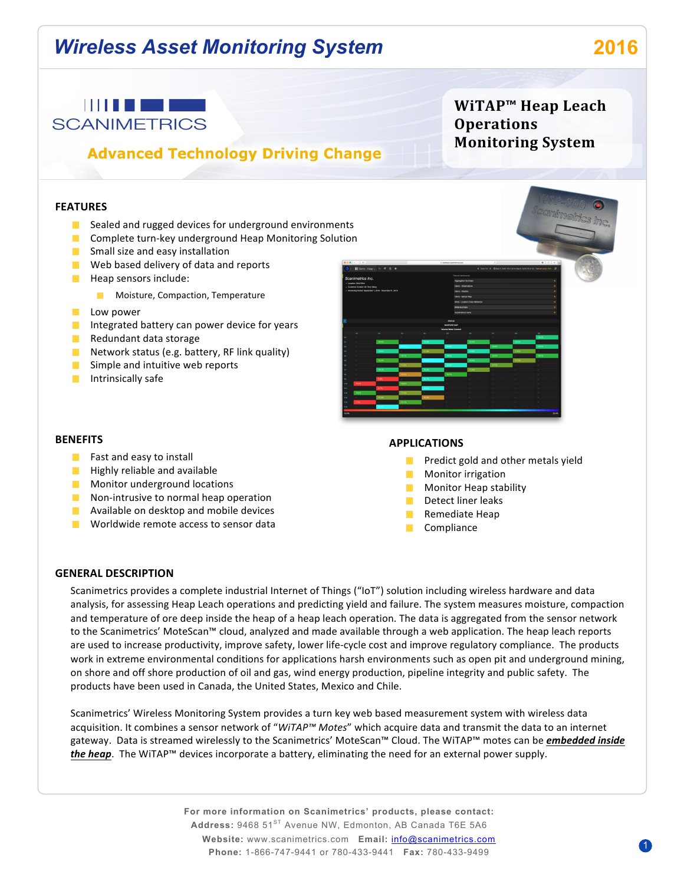# Wireless Asset Monitoring System

2016

SCANIMETRICS

Advanced Technology Driving Change

## WiTAP™ Heap Leach Operations Monitoring System

### FEATURES

- Sealed and rugged devices for underground environments
- Complete turn-key underground Heap Monitoring Solution
- Small size and easy installation
- Web based delivery of data and reports
- Heap sensors include:
  - Moisture, Compaction, Temperature
- Low power
- Integrated battery can power device for years
- Redundant data storage
- Network status (e.g. battery, RF link quality)
- Simple and intuitive web reports
- Intrinsically safe

### BENEFITS

- Fast and easy to install
- Highly reliable and available
- Monitor underground locations
- Non-intrusive to normal heap operation
- Available on desktop and mobile devices
- Worldwide remote access to sensor data

### APPLICATIONS

- Predict gold and other metals yield
- Monitor irrigation
- Monitor Heap stability
- Detect liner leaks
- Remediate Heap
- Compliance

### GENERAL DESCRIPTION

Scanimetrics provides a complete industrial Internet of Things ("IoT") solution including wireless hardware and data analysis, for assessing Heap Leach operations and predicting yield and failure. The system measures moisture, compaction and temperature of ore deep inside the heap of a heap leach operation. The data is aggregated from the sensor network to the Scanimetrics' MoteScan™ cloud, analyzed and made available through a web application. The heap reports are used to increase productivity, improve safety, lower life-cycle cost and improve regulatory compliance. The products work in extreme environmental conditions for applications harsh environments such as open pit and underground mining, on shore and off shore production of oil and gas, wind energy production, pipeline integrity and public safety. The products have been used in Canada, the United States, Mexico and Chile.

Scanimetrics' Wireless Monitoring System provides a turn key web based measurement system with wireless data acquisition. It combines a sensor network of "*WiTAP™ Motes*" which acquire data and transmit the data to an internet gateway. Data is streamed wirelessly to the Scanimetrics' MoteScan™ Cloud. The WiTAP™ motes can be ***embedded inside the heap***. The WiTAP™ devices incorporate a battery, eliminating the need for an external power supply.

**For more information on Scanimetrics' products, please contact:**
**Address:** 9468 51ST Avenue NW, Edmonton, AB Canada T6E 5A6
**Website:** www.scanimetrics.com **Email:** info@scanimetrics.com
**Phone:** 1-866-747-9441 or 780-433-9441 **Fax:** 780-433-9499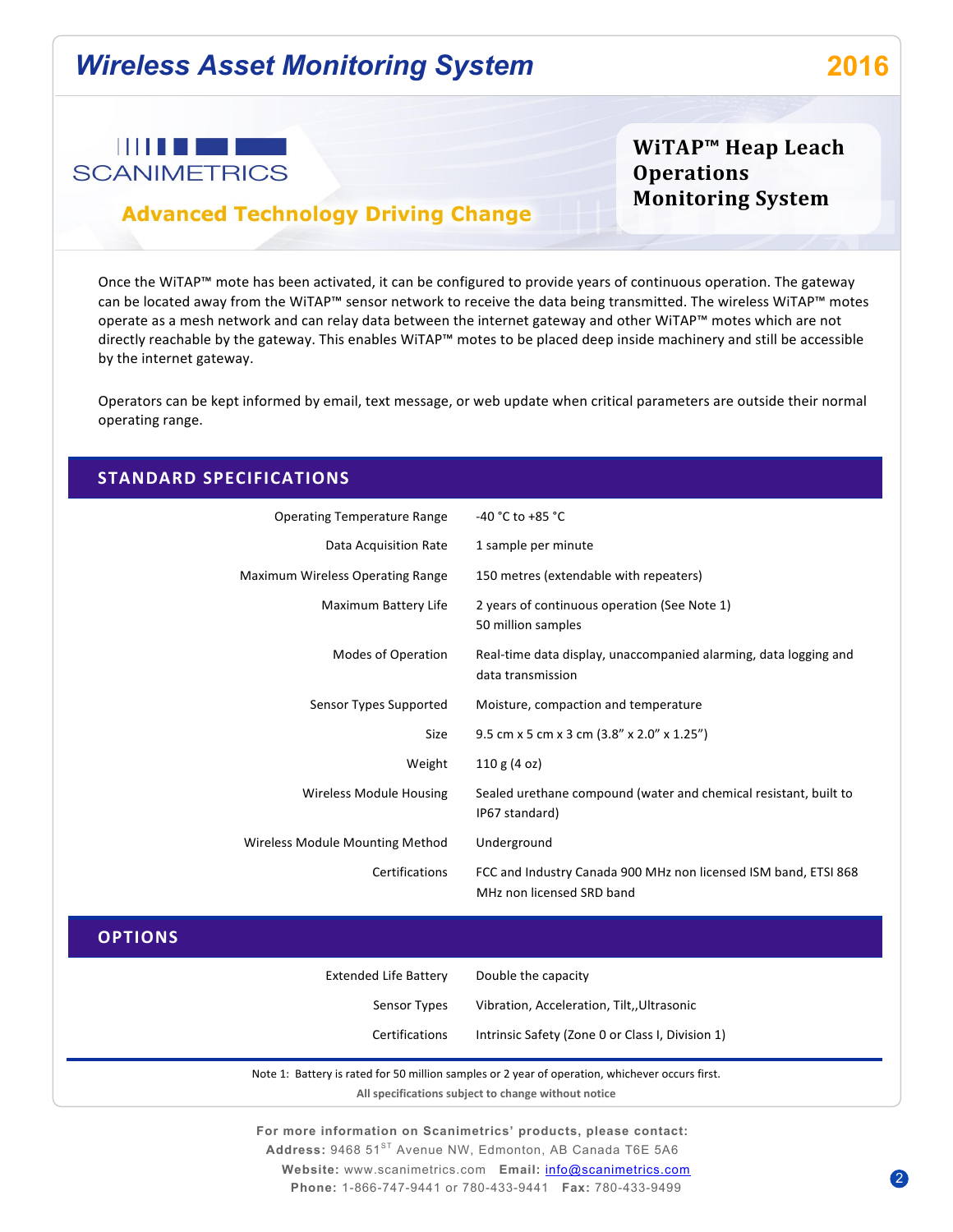# Wireless Asset Monitoring System

**2016**

SCANIMETRICS

**Advanced Technology Driving Change**

## WiTAP™ Heap Leach Operations Monitoring System

Once the WiTAP™ mote has been activated, it can be configured to provide years of continuous operation. The gateway can be located away from the WiTAP™ sensor network to receive the data being transmitted. The wireless WiTAP™ motes operate as a mesh network and can relay data between the internet gateway and other WiTAP™ motes which are not directly reachable by the gateway. This enables WiTAP™ motes to be placed deep inside machinery and still be accessible by the internet gateway.

Operators can be kept informed by email, text message, or web update when critical parameters are outside their normal operating range.

## STANDARD SPECIFICATIONS

| | |
|---|---|
| Operating Temperature Range | -40 °C to +85 °C |
| Data Acquisition Rate | 1 sample per minute |
| Maximum Wireless Operating Range | 150 metres (extendable with repeaters) |
| Maximum Battery Life | 2 years of continuous operation (See Note 1)<br>50 million samples |
| Modes of Operation | Real-time data display, unaccompanied alarming, data logging and data transmission |
| Sensor Types Supported | Moisture, compaction and temperature |
| Size | 9.5 cm x 5 cm x 3 cm (3.8" x 2.0" x 1.25") |
| Weight | 110 g (4 oz) |
| Wireless Module Housing | Sealed urethane compound (water and chemical resistant, built to IP67 standard) |
| Wireless Module Mounting Method | Underground |
| Certifications | FCC and Industry Canada 900 MHz non licensed ISM band, ETSI 868 MHz non licensed SRD band |

## OPTIONS

| | |
|---|---|
| Extended Life Battery | Double the capacity |
| Sensor Types | Vibration, Acceleration, Tilt,,Ultrasonic |
| Certifications | Intrinsic Safety (Zone 0 or Class I, Division 1) |

Note 1: Battery is rated for 50 million samples or 2 year of operation, whichever occurs first.

**All specifications subject to change without notice**

**For more information on Scanimetrics' products, please contact:**
**Address:** 9468 51[ST] Avenue NW, Edmonton, AB Canada T6E 5A6
**Website:** www.scanimetrics.com **Email:** info@scanimetrics.com
**Phone:** 1-866-747-9441 or 780-433-9441 **Fax:** 780-433-9499